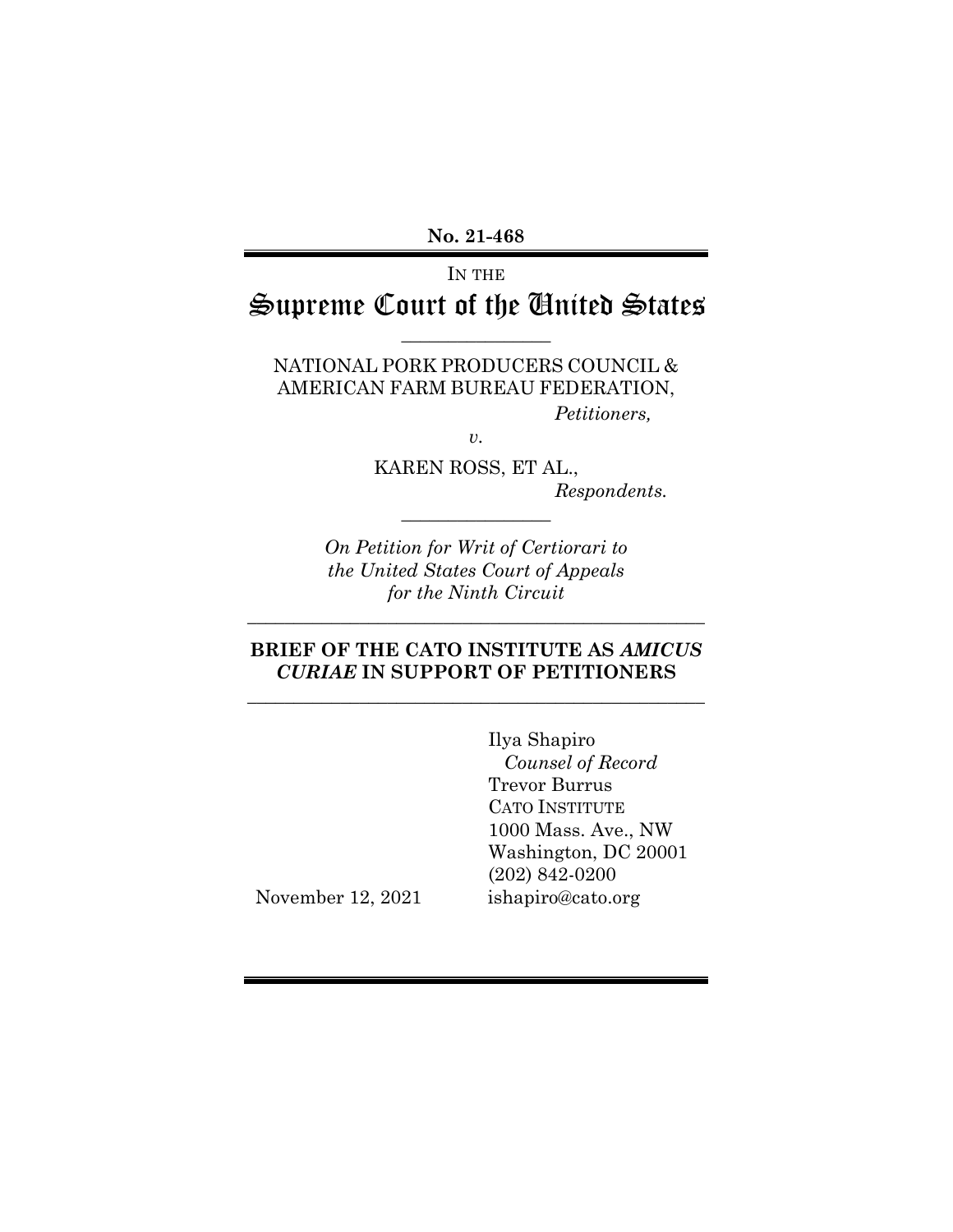**No. 21-468**

IN THE

# Supreme Court of the United States

NATIONAL PORK PRODUCERS COUNCIL & AMERICAN FARM BUREAU FEDERATION,

*Petitioners,*

*v.*

KAREN ROSS, ET AL.,

*Respondents.*

*On Petition for Writ of Certiorari to the United States Court of Appeals for the Ninth Circuit*

---

**BRIEF OF THE CATO INSTITUTE AS *AMICUS CURIAE* IN SUPPORT OF PETITIONERS**

---

Ilya Shapiro
*Counsel of Record*
Trevor Burrus
CATO INSTITUTE
1000 Mass. Ave., NW
Washington, DC 20001
(202) 842-0200
ishapiro@cato.org

November 12, 2021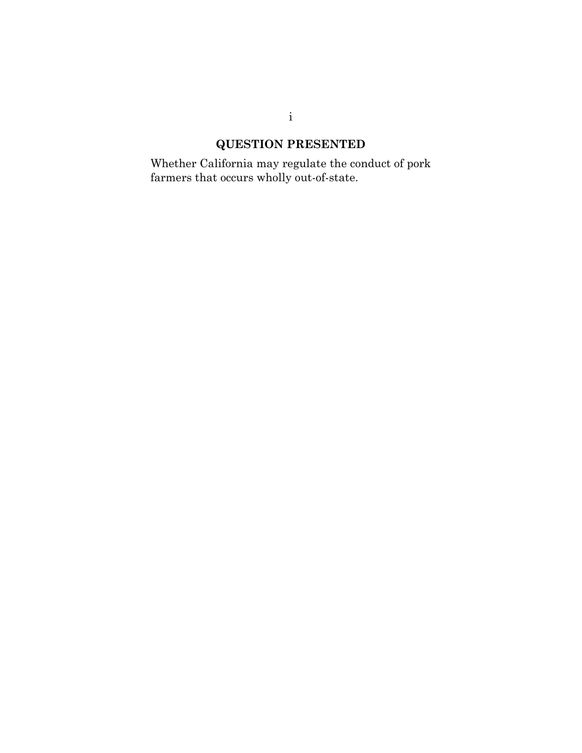## QUESTION PRESENTED

Whether California may regulate the conduct of pork farmers that occurs wholly out-of-state.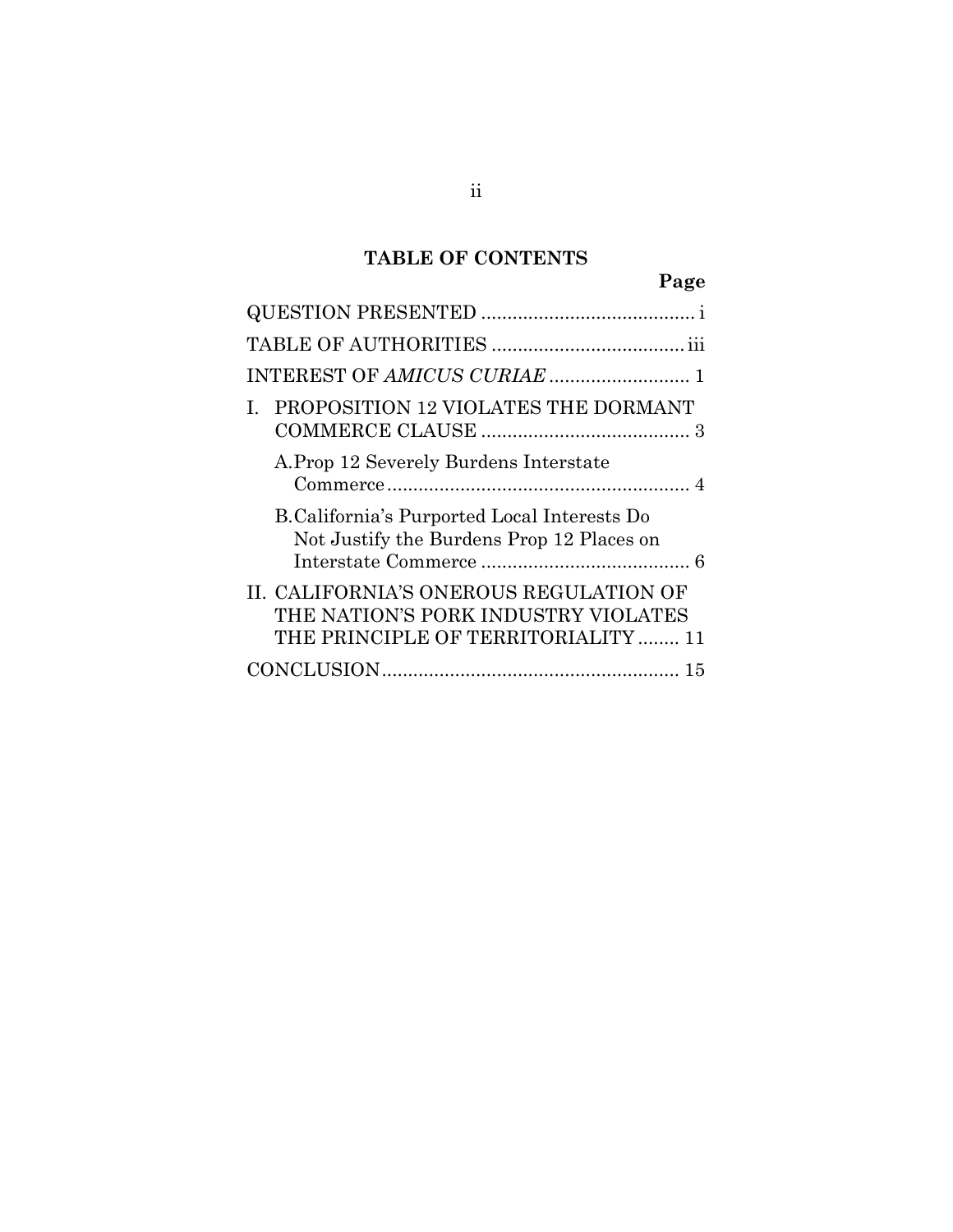## TABLE OF CONTENTS

| | Page |
|---|---|
| QUESTION PRESENTED | i |
| TABLE OF AUTHORITIES | iii |
| INTEREST OF *AMICUS CURIAE* | 1 |
| I. PROPOSITION 12 VIOLATES THE DORMANT COMMERCE CLAUSE | 3 |
| A. Prop 12 Severely Burdens Interstate Commerce | 4 |
| B. California's Purported Local Interests Do Not Justify the Burdens Prop 12 Places on Interstate Commerce | 6 |
| II. CALIFORNIA'S ONEROUS REGULATION OF THE NATION'S PORK INDUSTRY VIOLATES THE PRINCIPLE OF TERRITORIALITY | 11 |
| CONCLUSION | 15 |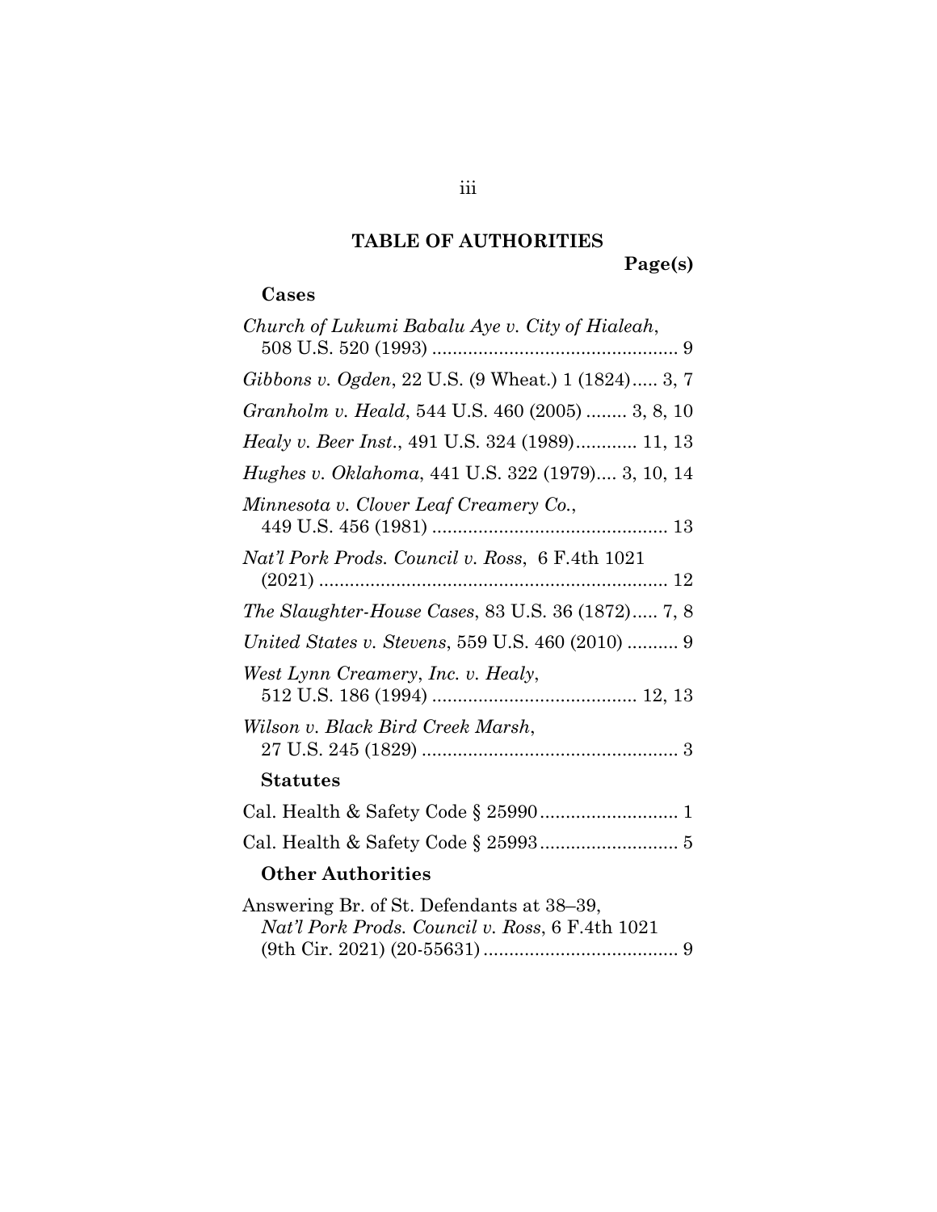# TABLE OF AUTHORITIES

**Page(s)**

### Cases

*Church of Lukumi Babalu Aye v. City of Hialeah*, 508 U.S. 520 (1993) ................................................ 9

*Gibbons v. Ogden*, 22 U.S. (9 Wheat.) 1 (1824)..... 3, 7

*Granholm v. Heald*, 544 U.S. 460 (2005) ........ 3, 8, 10

*Healy v. Beer Inst.*, 491 U.S. 324 (1989)............ 11, 13

*Hughes v. Oklahoma*, 441 U.S. 322 (1979).... 3, 10, 14

*Minnesota v. Clover Leaf Creamery Co.*, 449 U.S. 456 (1981) .............................................. 13

*Nat'l Pork Prods. Council v. Ross*, 6 F.4th 1021 (2021) .................................................................... 12

*The Slaughter-House Cases*, 83 U.S. 36 (1872)..... 7, 8

*United States v. Stevens*, 559 U.S. 460 (2010) .......... 9

*West Lynn Creamery, Inc. v. Healy*, 512 U.S. 186 (1994) ........................................ 12, 13

*Wilson v. Black Bird Creek Marsh*, 27 U.S. 245 (1829) .................................................. 3

### Statutes

Cal. Health & Safety Code § 25990........................... 1

Cal. Health & Safety Code § 25993........................... 5

### Other Authorities

Answering Br. of St. Defendants at 38–39, *Nat'l Pork Prods. Council v. Ross*, 6 F.4th 1021 (9th Cir. 2021) (20-55631)...................................... 9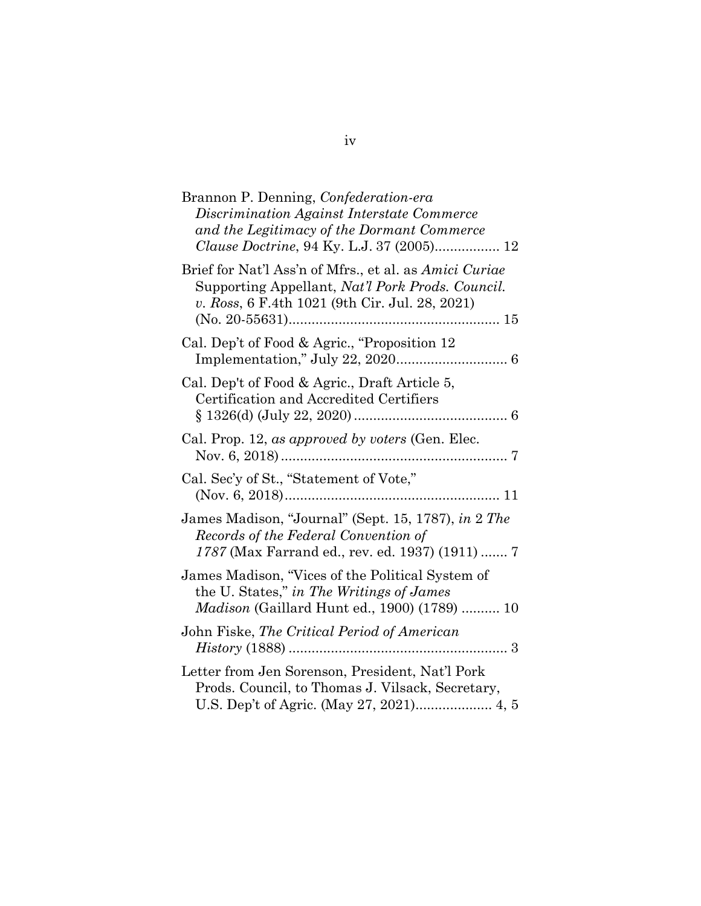Brannon P. Denning, *Confederation-era Discrimination Against Interstate Commerce and the Legitimacy of the Dormant Commerce Clause Doctrine*, 94 Ky. L.J. 37 (2005)................. 12

Brief for Nat'l Ass'n of Mfrs., et al. as *Amici Curiae* Supporting Appellant, *Nat'l Pork Prods. Council. v. Ross*, 6 F.4th 1021 (9th Cir. Jul. 28, 2021) (No. 20-55631)....................................................... 15

Cal. Dep't of Food & Agric., "Proposition 12 Implementation," July 22, 2020............................. 6

Cal. Dep't of Food & Agric., Draft Article 5, Certification and Accredited Certifiers § 1326(d) (July 22, 2020)........................................ 6

Cal. Prop. 12, *as approved by voters* (Gen. Elec. Nov. 6, 2018)........................................................... 7

Cal. Sec'y of St., "Statement of Vote," (Nov. 6, 2018)........................................................ 11

James Madison, "Journal" (Sept. 15, 1787), *in* 2 *The Records of the Federal Convention of 1787* (Max Farrand ed., rev. ed. 1937) (1911) ....... 7

James Madison, "Vices of the Political System of the U. States," *in The Writings of James Madison* (Gaillard Hunt ed., 1900) (1789) .......... 10

John Fiske, *The Critical Period of American History* (1888) ......................................................... 3

Letter from Jen Sorenson, President, Nat'l Pork Prods. Council, to Thomas J. Vilsack, Secretary, U.S. Dep't of Agric. (May 27, 2021).................... 4, 5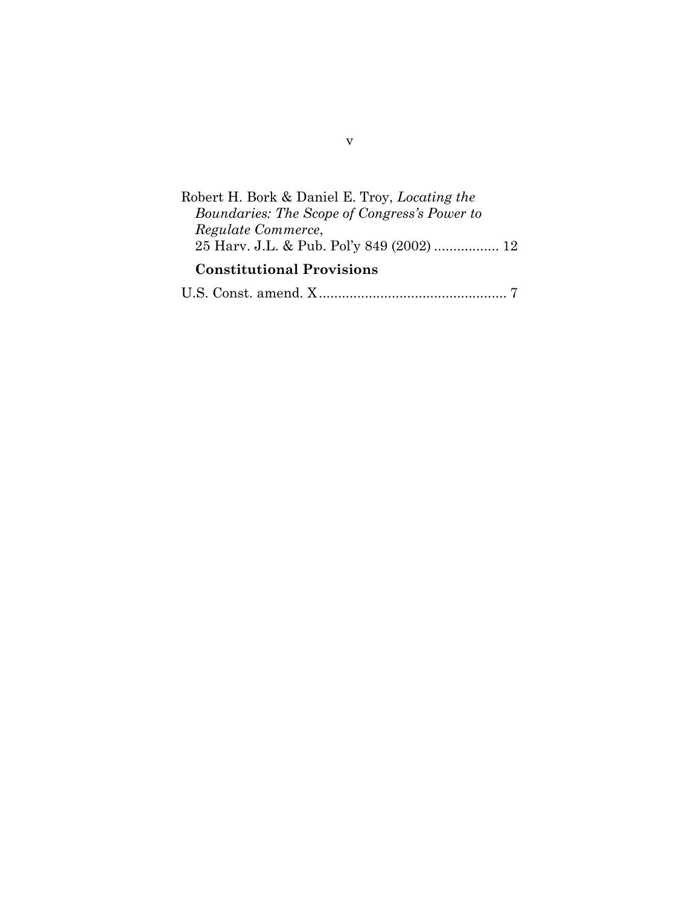Robert H. Bork & Daniel E. Troy, *Locating the Boundaries: The Scope of Congress's Power to Regulate Commerce*, 25 Harv. J.L. & Pub. Pol'y 849 (2002) ................. 12

**Constitutional Provisions**

U.S. Const. amend. X................................................. 7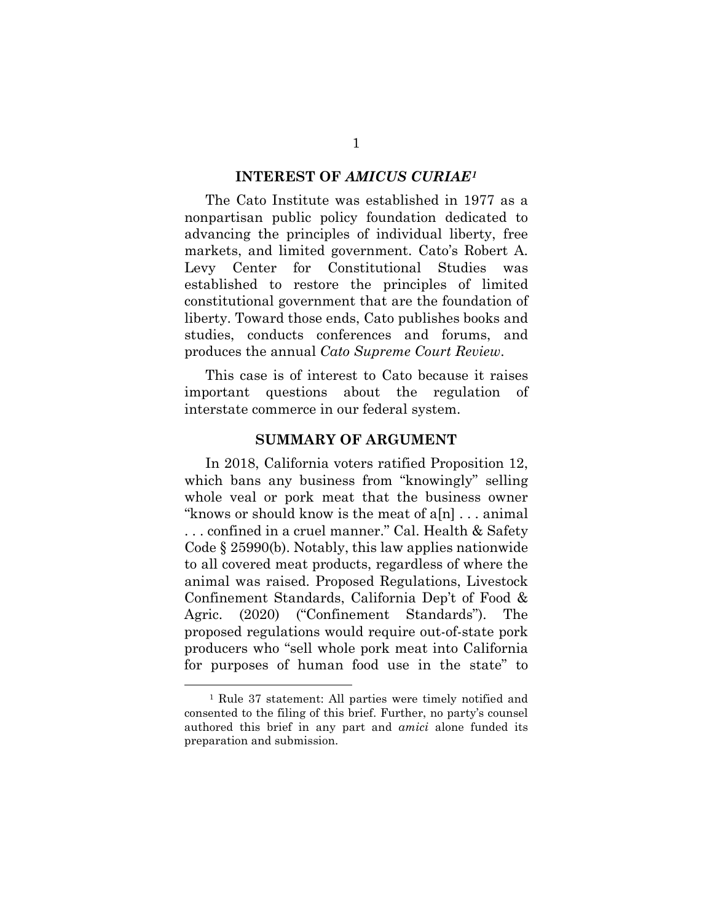## INTEREST OF *AMICUS CURIAE*[1]

The Cato Institute was established in 1977 as a nonpartisan public policy foundation dedicated to advancing the principles of individual liberty, free markets, and limited government. Cato's Robert A. Levy Center for Constitutional Studies was established to restore the principles of limited constitutional government that are the foundation of liberty. Toward those ends, Cato publishes books and studies, conducts conferences and forums, and produces the annual *Cato Supreme Court Review*.

This case is of interest to Cato because it raises important questions about the regulation of interstate commerce in our federal system.

## SUMMARY OF ARGUMENT

In 2018, California voters ratified Proposition 12, which bans any business from "knowingly" selling whole veal or pork meat that the business owner "knows or should know is the meat of a[n] . . . animal . . . confined in a cruel manner." Cal. Health & Safety Code § 25990(b). Notably, this law applies nationwide to all covered meat products, regardless of where the animal was raised. Proposed Regulations, Livestock Confinement Standards, California Dep't of Food & Agric. (2020) ("Confinement Standards"). The proposed regulations would require out-of-state pork producers who "sell whole pork meat into California for purposes of human food use in the state" to

[1] Rule 37 statement: All parties were timely notified and consented to the filing of this brief. Further, no party's counsel authored this brief in any part and *amici* alone funded its preparation and submission.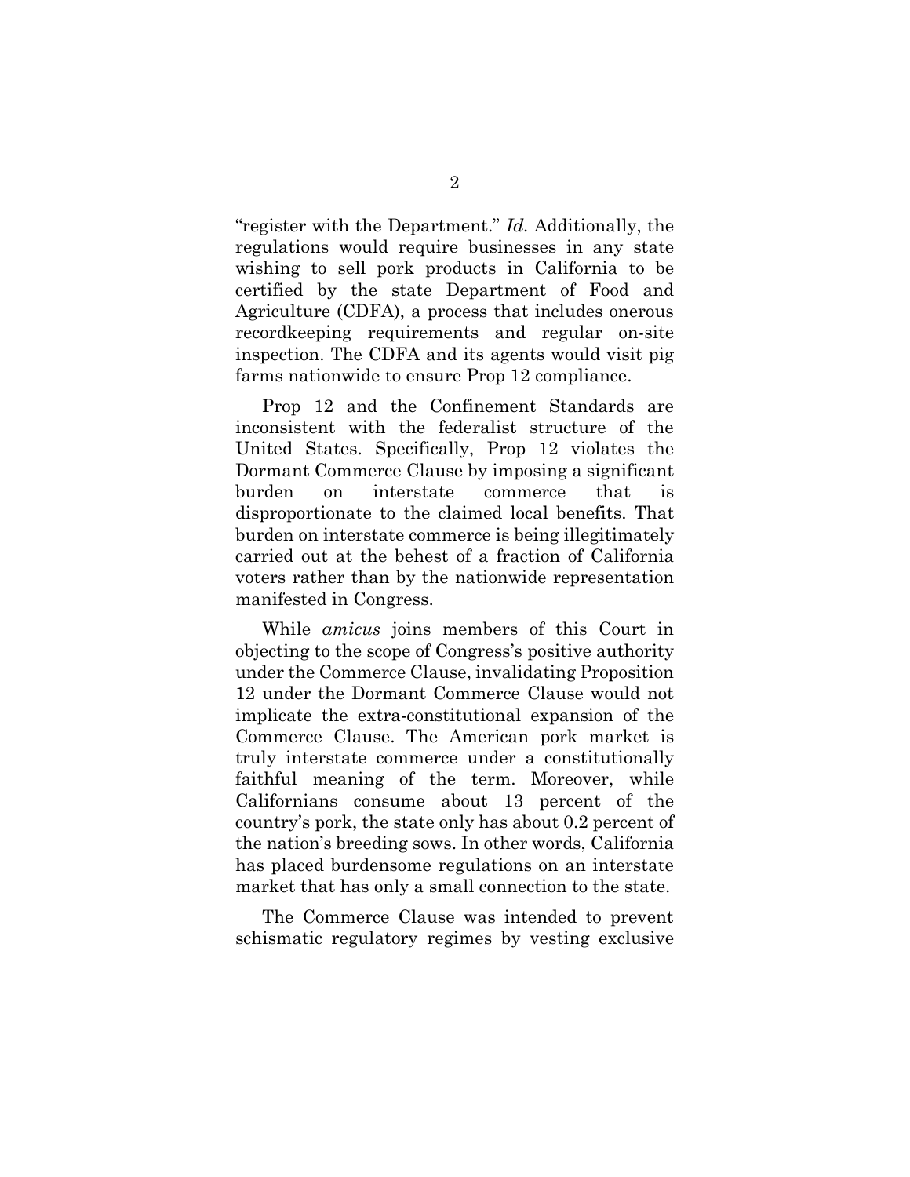"register with the Department." *Id.* Additionally, the regulations would require businesses in any state wishing to sell pork products in California to be certified by the state Department of Food and Agriculture (CDFA), a process that includes onerous recordkeeping requirements and regular on-site inspection. The CDFA and its agents would visit pig farms nationwide to ensure Prop 12 compliance.

Prop 12 and the Confinement Standards are inconsistent with the federalist structure of the United States. Specifically, Prop 12 violates the Dormant Commerce Clause by imposing a significant burden on interstate commerce that is disproportionate to the claimed local benefits. That burden on interstate commerce is being illegitimately carried out at the behest of a fraction of California voters rather than by the nationwide representation manifested in Congress.

While *amicus* joins members of this Court in objecting to the scope of Congress's positive authority under the Commerce Clause, invalidating Proposition 12 under the Dormant Commerce Clause would not implicate the extra-constitutional expansion of the Commerce Clause. The American pork market is truly interstate commerce under a constitutionally faithful meaning of the term. Moreover, while Californians consume about 13 percent of the country's pork, the state only has about 0.2 percent of the nation's breeding sows. In other words, California has placed burdensome regulations on an interstate market that has only a small connection to the state.

The Commerce Clause was intended to prevent schismatic regulatory regimes by vesting exclusive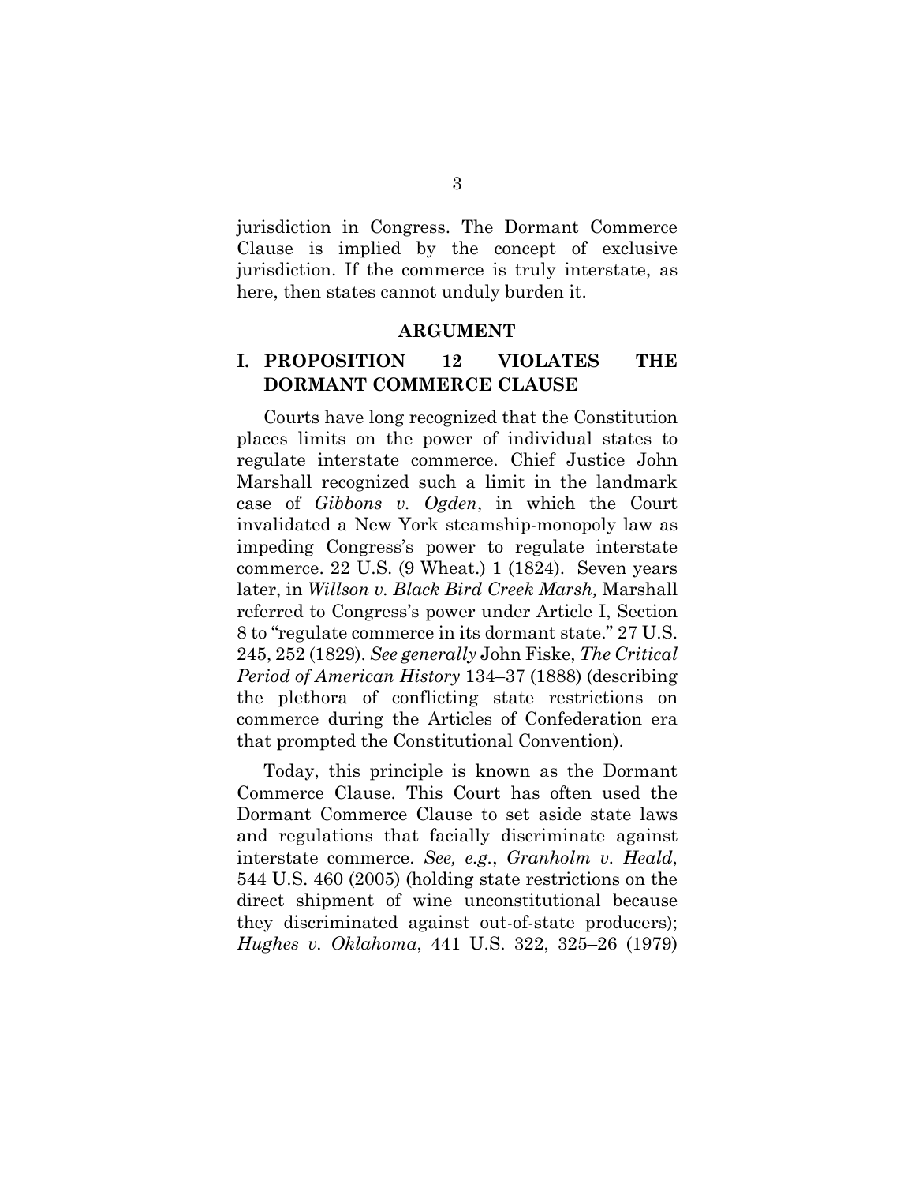jurisdiction in Congress. The Dormant Commerce Clause is implied by the concept of exclusive jurisdiction. If the commerce is truly interstate, as here, then states cannot unduly burden it.

## ARGUMENT

### I. PROPOSITION 12 VIOLATES THE DORMANT COMMERCE CLAUSE

Courts have long recognized that the Constitution places limits on the power of individual states to regulate interstate commerce. Chief Justice John Marshall recognized such a limit in the landmark case of *Gibbons v. Ogden*, in which the Court invalidated a New York steamship-monopoly law as impeding Congress's power to regulate interstate commerce. 22 U.S. (9 Wheat.) 1 (1824). Seven years later, in *Willson v. Black Bird Creek Marsh,* Marshall referred to Congress's power under Article I, Section 8 to "regulate commerce in its dormant state." 27 U.S. 245, 252 (1829). *See generally* John Fiske, *The Critical Period of American History* 134–37 (1888) (describing the plethora of conflicting state restrictions on commerce during the Articles of Confederation era that prompted the Constitutional Convention).

Today, this principle is known as the Dormant Commerce Clause. This Court has often used the Dormant Commerce Clause to set aside state laws and regulations that facially discriminate against interstate commerce. *See, e.g.*, *Granholm v. Heald*, 544 U.S. 460 (2005) (holding state restrictions on the direct shipment of wine unconstitutional because they discriminated against out-of-state producers); *Hughes v. Oklahoma*, 441 U.S. 322, 325–26 (1979)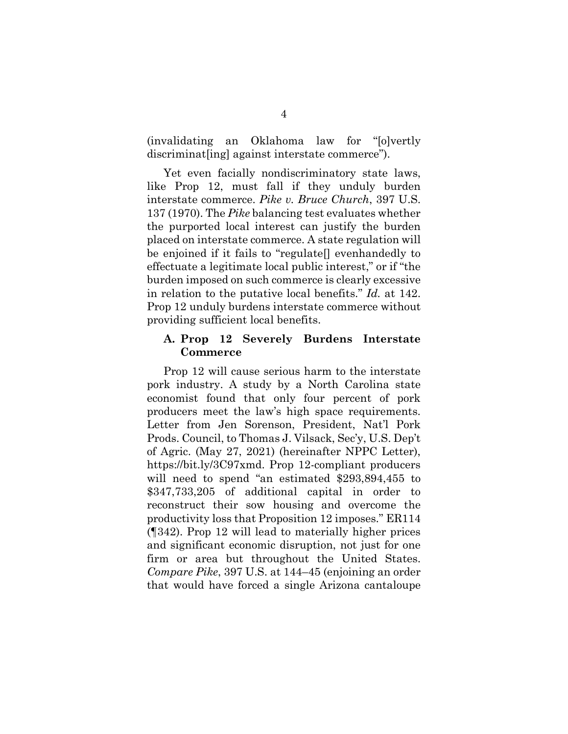(invalidating an Oklahoma law for "[o]vertly discriminat[ing] against interstate commerce").

Yet even facially nondiscriminatory state laws, like Prop 12, must fall if they unduly burden interstate commerce. *Pike v. Bruce Church*, 397 U.S. 137 (1970). The *Pike* balancing test evaluates whether the purported local interest can justify the burden placed on interstate commerce. A state regulation will be enjoined if it fails to "regulate[] evenhandedly to effectuate a legitimate local public interest," or if "the burden imposed on such commerce is clearly excessive in relation to the putative local benefits." *Id.* at 142. Prop 12 unduly burdens interstate commerce without providing sufficient local benefits.

### A. Prop 12 Severely Burdens Interstate Commerce

Prop 12 will cause serious harm to the interstate pork industry. A study by a North Carolina state economist found that only four percent of pork producers meet the law's high space requirements. Letter from Jen Sorenson, President, Nat'l Pork Prods. Council, to Thomas J. Vilsack, Sec'y, U.S. Dep't of Agric. (May 27, 2021) (hereinafter NPPC Letter), https://bit.ly/3C97xmd. Prop 12-compliant producers will need to spend "an estimated $293,894,455 to $347,733,205 of additional capital in order to reconstruct their sow housing and overcome the productivity loss that Proposition 12 imposes." ER114 (¶342). Prop 12 will lead to materially higher prices and significant economic disruption, not just for one firm or area but throughout the United States. *Compare Pike*, 397 U.S. at 144–45 (enjoining an order that would have forced a single Arizona cantaloupe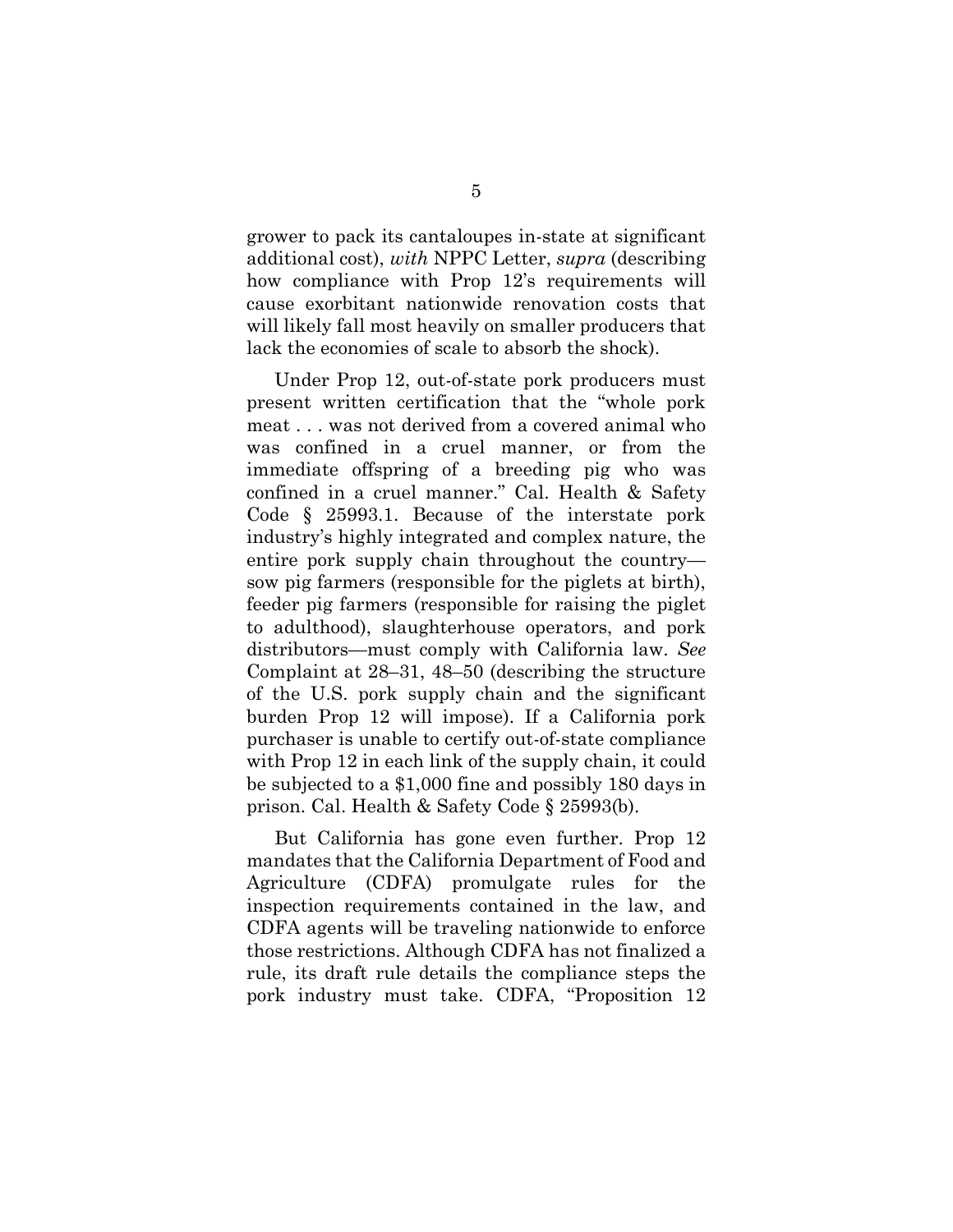grower to pack its cantaloupes in-state at significant additional cost), *with* NPPC Letter, *supra* (describing how compliance with Prop 12's requirements will cause exorbitant nationwide renovation costs that will likely fall most heavily on smaller producers that lack the economies of scale to absorb the shock).

Under Prop 12, out-of-state pork producers must present written certification that the "whole pork meat . . . was not derived from a covered animal who was confined in a cruel manner, or from the immediate offspring of a breeding pig who was confined in a cruel manner." Cal. Health & Safety Code § 25993.1. Because of the interstate pork industry's highly integrated and complex nature, the entire pork supply chain throughout the country—sow pig farmers (responsible for the piglets at birth), feeder pig farmers (responsible for raising the piglet to adulthood), slaughterhouse operators, and pork distributors—must comply with California law. *See* Complaint at 28–31, 48–50 (describing the structure of the U.S. pork supply chain and the significant burden Prop 12 will impose). If a California pork purchaser is unable to certify out-of-state compliance with Prop 12 in each link of the supply chain, it could be subjected to a $1,000 fine and possibly 180 days in prison. Cal. Health & Safety Code § 25993(b).

But California has gone even further. Prop 12 mandates that the California Department of Food and Agriculture (CDFA) promulgate rules for the inspection requirements contained in the law, and CDFA agents will be traveling nationwide to enforce those restrictions. Although CDFA has not finalized a rule, its draft rule details the compliance steps the pork industry must take. CDFA, "Proposition 12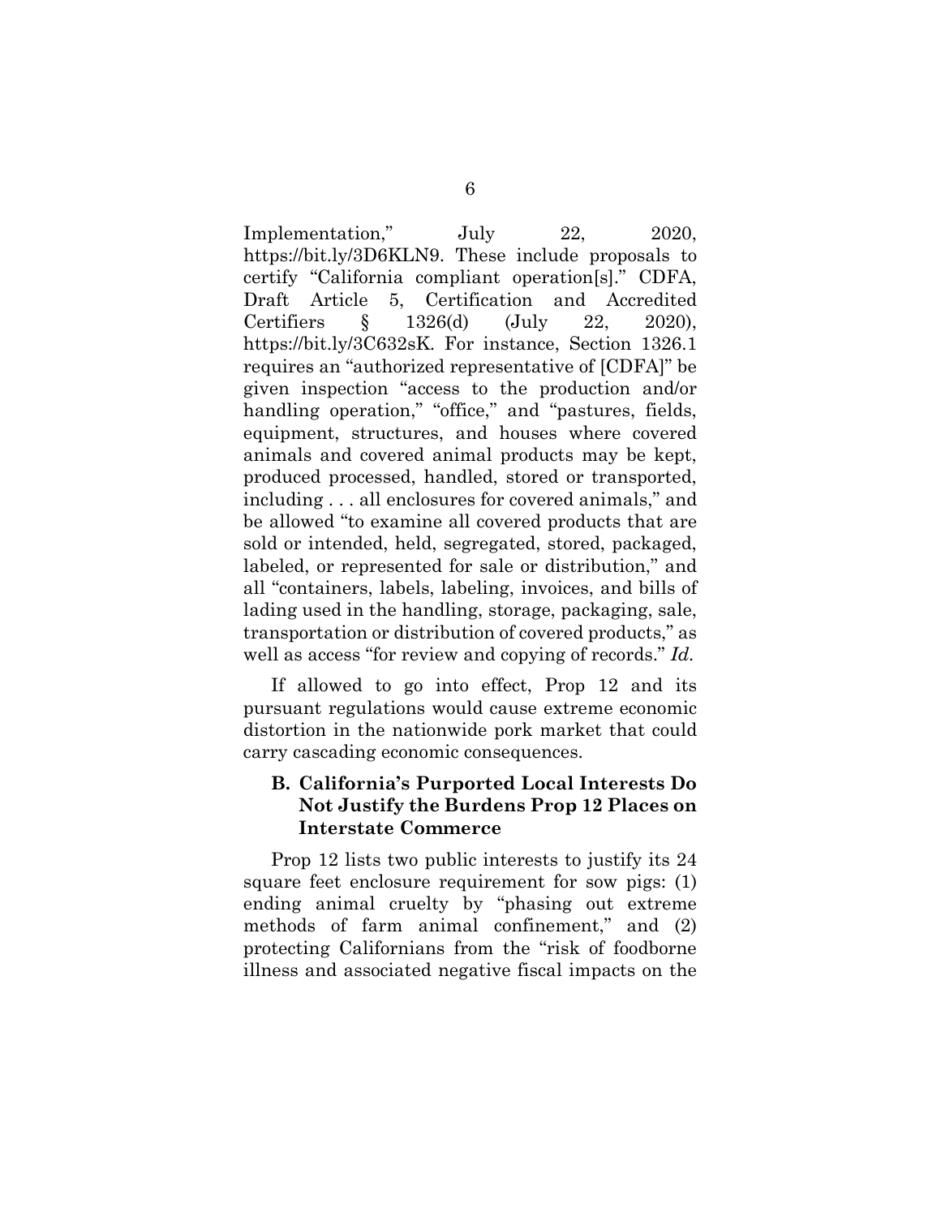Implementation," July 22, 2020, https://bit.ly/3D6KLN9. These include proposals to certify "California compliant operation[s]." CDFA, Draft Article 5, Certification and Accredited Certifiers § 1326(d) (July 22, 2020), https://bit.ly/3C632sK. For instance, Section 1326.1 requires an "authorized representative of [CDFA]" be given inspection "access to the production and/or handling operation," "office," and "pastures, fields, equipment, structures, and houses where covered animals and covered animal products may be kept, produced processed, handled, stored or transported, including . . . all enclosures for covered animals," and be allowed "to examine all covered products that are sold or intended, held, segregated, stored, packaged, labeled, or represented for sale or distribution," and all "containers, labels, labeling, invoices, and bills of lading used in the handling, storage, packaging, sale, transportation or distribution of covered products," as well as access "for review and copying of records." *Id.*

If allowed to go into effect, Prop 12 and its pursuant regulations would cause extreme economic distortion in the nationwide pork market that could carry cascading economic consequences.

### B. California's Purported Local Interests Do Not Justify the Burdens Prop 12 Places on Interstate Commerce

Prop 12 lists two public interests to justify its 24 square feet enclosure requirement for sow pigs: (1) ending animal cruelty by "phasing out extreme methods of farm animal confinement," and (2) protecting Californians from the "risk of foodborne illness and associated negative fiscal impacts on the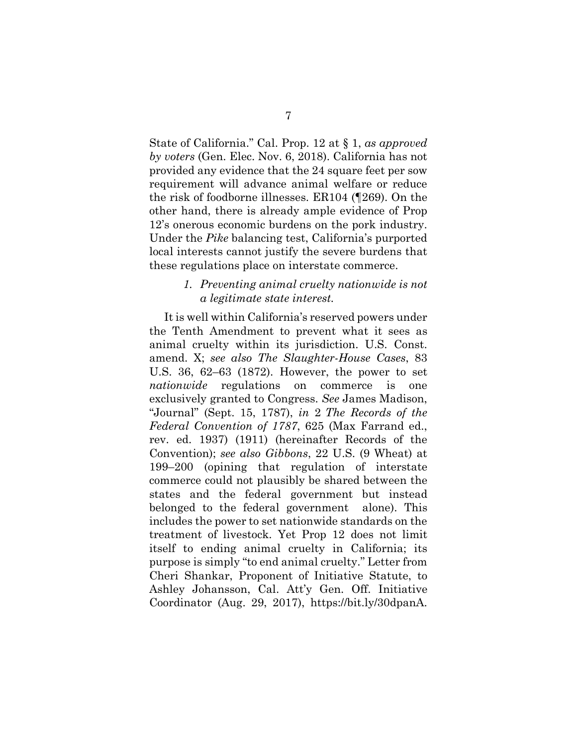State of California." Cal. Prop. 12 at § 1, *as approved by voters* (Gen. Elec. Nov. 6, 2018). California has not provided any evidence that the 24 square feet per sow requirement will advance animal welfare or reduce the risk of foodborne illnesses. ER104 (¶269). On the other hand, there is already ample evidence of Prop 12's onerous economic burdens on the pork industry. Under the *Pike* balancing test, California's purported local interests cannot justify the severe burdens that these regulations place on interstate commerce.

#### 1. *Preventing animal cruelty nationwide is not a legitimate state interest.*

It is well within California's reserved powers under the Tenth Amendment to prevent what it sees as animal cruelty within its jurisdiction. U.S. Const. amend. X; *see also The Slaughter-House Cases*, 83 U.S. 36, 62–63 (1872). However, the power to set *nationwide* regulations on commerce is one exclusively granted to Congress. *See* James Madison, "Journal" (Sept. 15, 1787), *in* 2 *The Records of the Federal Convention of 1787*, 625 (Max Farrand ed., rev. ed. 1937) (1911) (hereinafter Records of the Convention); *see also Gibbons*, 22 U.S. (9 Wheat) at 199–200 (opining that regulation of interstate commerce could not plausibly be shared between the states and the federal government but instead belonged to the federal government alone). This includes the power to set nationwide standards on the treatment of livestock. Yet Prop 12 does not limit itself to ending animal cruelty in California; its purpose is simply "to end animal cruelty." Letter from Cheri Shankar, Proponent of Initiative Statute, to Ashley Johansson, Cal. Att'y Gen. Off. Initiative Coordinator (Aug. 29, 2017), https://bit.ly/30dpanA.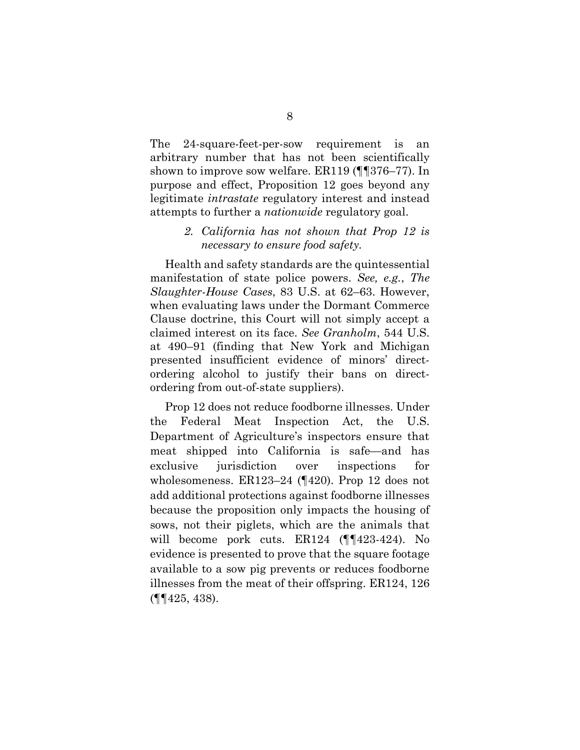The 24-square-feet-per-sow requirement is an arbitrary number that has not been scientifically shown to improve sow welfare. ER119 (¶¶376–77). In purpose and effect, Proposition 12 goes beyond any legitimate *intrastate* regulatory interest and instead attempts to further a *nationwide* regulatory goal.

*2. California has not shown that Prop 12 is necessary to ensure food safety.*

Health and safety standards are the quintessential manifestation of state police powers. *See, e.g.*, *The Slaughter-House Cases*, 83 U.S. at 62–63. However, when evaluating laws under the Dormant Commerce Clause doctrine, this Court will not simply accept a claimed interest on its face. *See Granholm*, 544 U.S. at 490–91 (finding that New York and Michigan presented insufficient evidence of minors' direct-ordering alcohol to justify their bans on direct-ordering from out-of-state suppliers).

Prop 12 does not reduce foodborne illnesses. Under the Federal Meat Inspection Act, the U.S. Department of Agriculture's inspectors ensure that meat shipped into California is safe—and has exclusive jurisdiction over inspections for wholesomeness. ER123–24 (¶420). Prop 12 does not add additional protections against foodborne illnesses because the proposition only impacts the housing of sows, not their piglets, which are the animals that will become pork cuts. ER124 (¶¶423-424). No evidence is presented to prove that the square footage available to a sow pig prevents or reduces foodborne illnesses from the meat of their offspring. ER124, 126 (¶¶425, 438).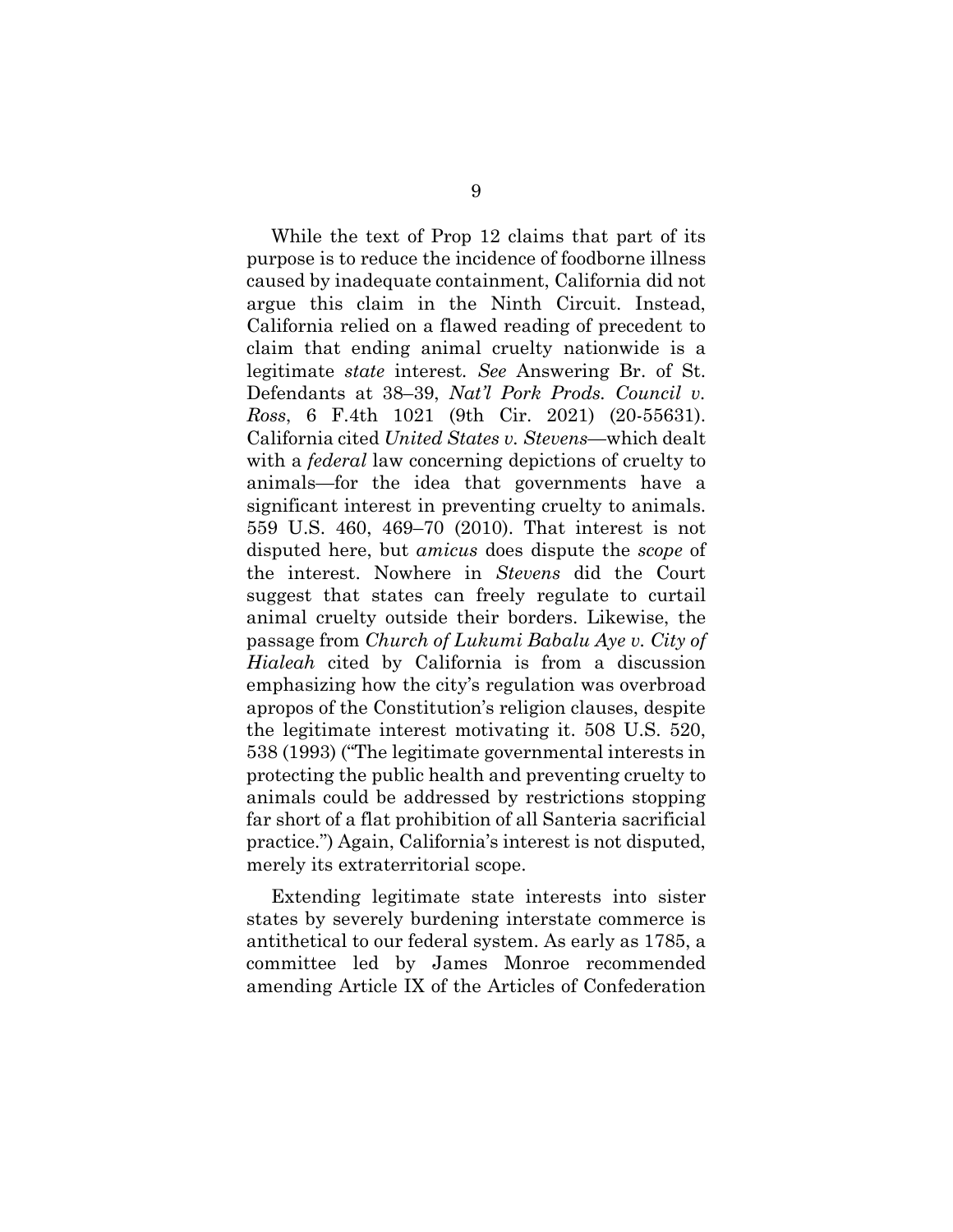While the text of Prop 12 claims that part of its purpose is to reduce the incidence of foodborne illness caused by inadequate containment, California did not argue this claim in the Ninth Circuit. Instead, California relied on a flawed reading of precedent to claim that ending animal cruelty nationwide is a legitimate *state* interest. *See* Answering Br. of St. Defendants at 38–39, *Nat'l Pork Prods. Council v. Ross*, 6 F.4th 1021 (9th Cir. 2021) (20-55631). California cited *United States v. Stevens*—which dealt with a *federal* law concerning depictions of cruelty to animals—for the idea that governments have a significant interest in preventing cruelty to animals. 559 U.S. 460, 469–70 (2010). That interest is not disputed here, but *amicus* does dispute the *scope* of the interest. Nowhere in *Stevens* did the Court suggest that states can freely regulate to curtail animal cruelty outside their borders. Likewise, the passage from *Church of Lukumi Babalu Aye v. City of Hialeah* cited by California is from a discussion emphasizing how the city's regulation was overbroad apropos of the Constitution's religion clauses, despite the legitimate interest motivating it. 508 U.S. 520, 538 (1993) ("The legitimate governmental interests in protecting the public health and preventing cruelty to animals could be addressed by restrictions stopping far short of a flat prohibition of all Santeria sacrificial practice.") Again, California's interest is not disputed, merely its extraterritorial scope.

Extending legitimate state interests into sister states by severely burdening interstate commerce is antithetical to our federal system. As early as 1785, a committee led by James Monroe recommended amending Article IX of the Articles of Confederation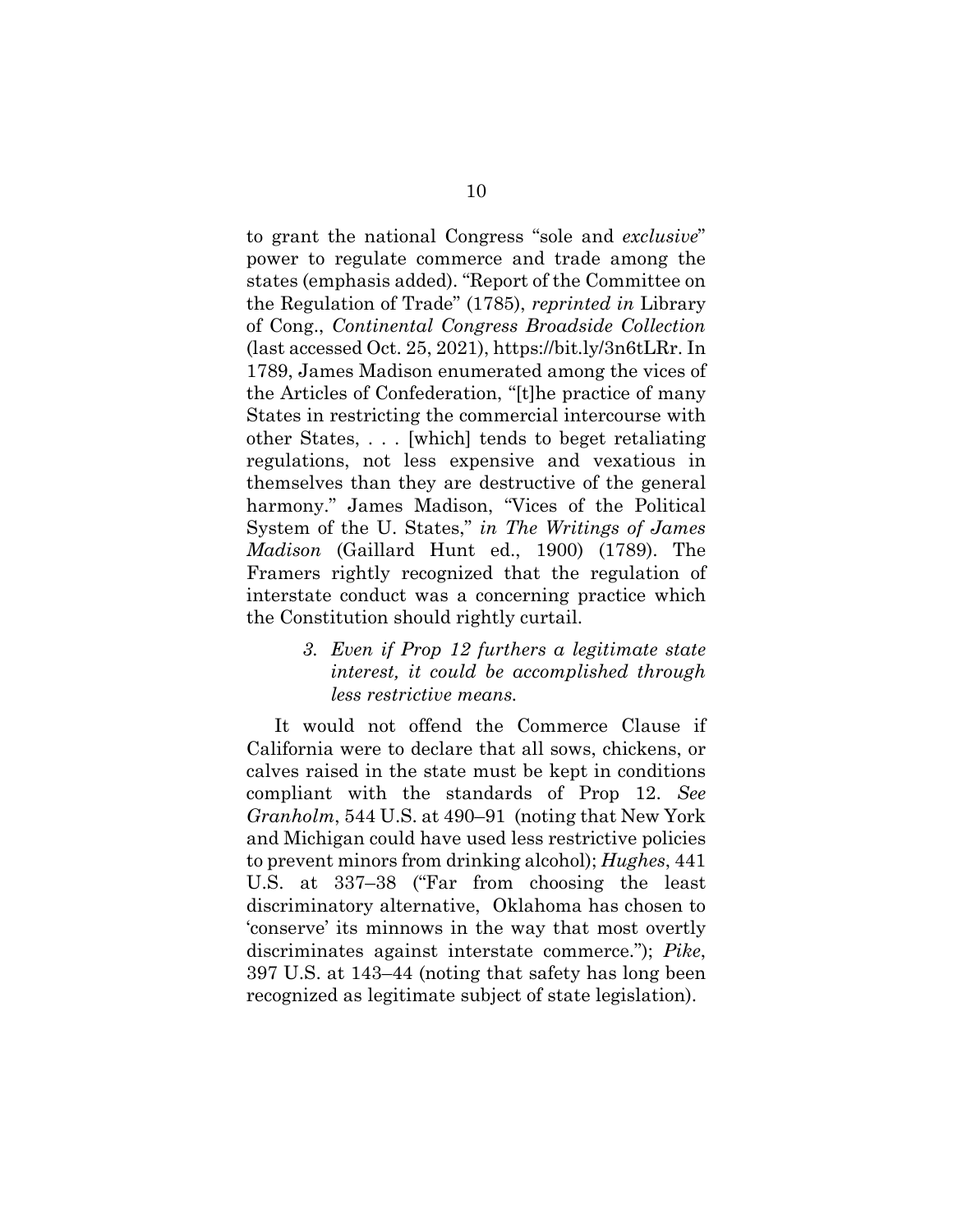to grant the national Congress "sole and *exclusive*" power to regulate commerce and trade among the states (emphasis added). "Report of the Committee on the Regulation of Trade" (1785), *reprinted in* Library of Cong., *Continental Congress Broadside Collection* (last accessed Oct. 25, 2021), https://bit.ly/3n6tLRr. In 1789, James Madison enumerated among the vices of the Articles of Confederation, "[t]he practice of many States in restricting the commercial intercourse with other States, . . . [which] tends to beget retaliating regulations, not less expensive and vexatious in themselves than they are destructive of the general harmony." James Madison, "Vices of the Political System of the U. States," *in The Writings of James Madison* (Gaillard Hunt ed., 1900) (1789). The Framers rightly recognized that the regulation of interstate conduct was a concerning practice which the Constitution should rightly curtail.

### *3. Even if Prop 12 furthers a legitimate state interest, it could be accomplished through less restrictive means.*

It would not offend the Commerce Clause if California were to declare that all sows, chickens, or calves raised in the state must be kept in conditions compliant with the standards of Prop 12. *See Granholm*, 544 U.S. at 490–91 (noting that New York and Michigan could have used less restrictive policies to prevent minors from drinking alcohol); *Hughes*, 441 U.S. at 337–38 ("Far from choosing the least discriminatory alternative, Oklahoma has chosen to 'conserve' its minnows in the way that most overtly discriminates against interstate commerce."); *Pike*, 397 U.S. at 143–44 (noting that safety has long been recognized as legitimate subject of state legislation).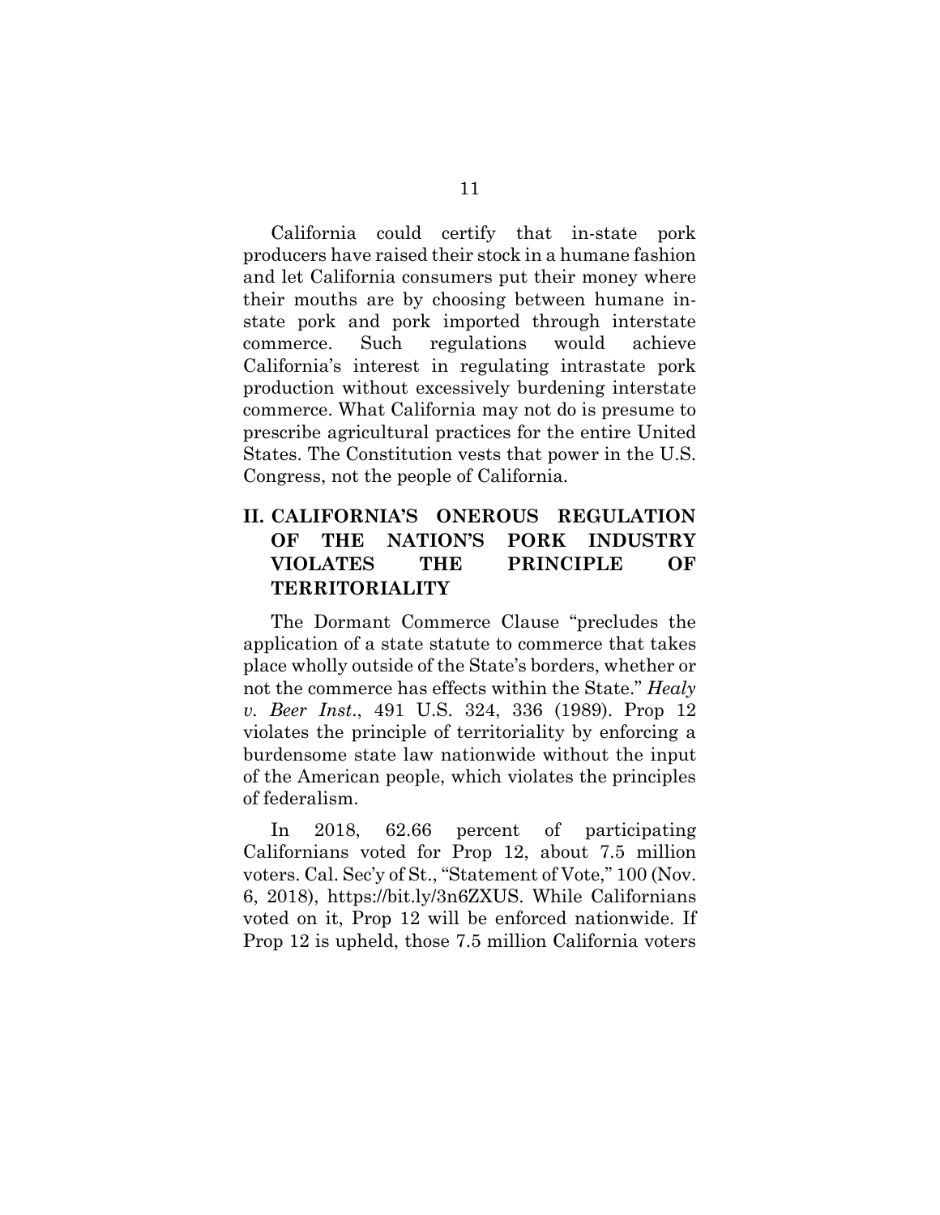California could certify that in-state pork producers have raised their stock in a humane fashion and let California consumers put their money where their mouths are by choosing between humane in-state pork and pork imported through interstate commerce. Such regulations would achieve California's interest in regulating intrastate pork production without excessively burdening interstate commerce. What California may not do is presume to prescribe agricultural practices for the entire United States. The Constitution vests that power in the U.S. Congress, not the people of California.

## II. CALIFORNIA'S ONEROUS REGULATION OF THE NATION'S PORK INDUSTRY VIOLATES THE PRINCIPLE OF TERRITORIALITY

The Dormant Commerce Clause "precludes the application of a state statute to commerce that takes place wholly outside of the State's borders, whether or not the commerce has effects within the State." *Healy v. Beer Inst*., 491 U.S. 324, 336 (1989). Prop 12 violates the principle of territoriality by enforcing a burdensome state law nationwide without the input of the American people, which violates the principles of federalism.

In 2018, 62.66 percent of participating Californians voted for Prop 12, about 7.5 million voters. Cal. Sec'y of St., "Statement of Vote," 100 (Nov. 6, 2018), https://bit.ly/3n6ZXUS. While Californians voted on it, Prop 12 will be enforced nationwide. If Prop 12 is upheld, those 7.5 million California voters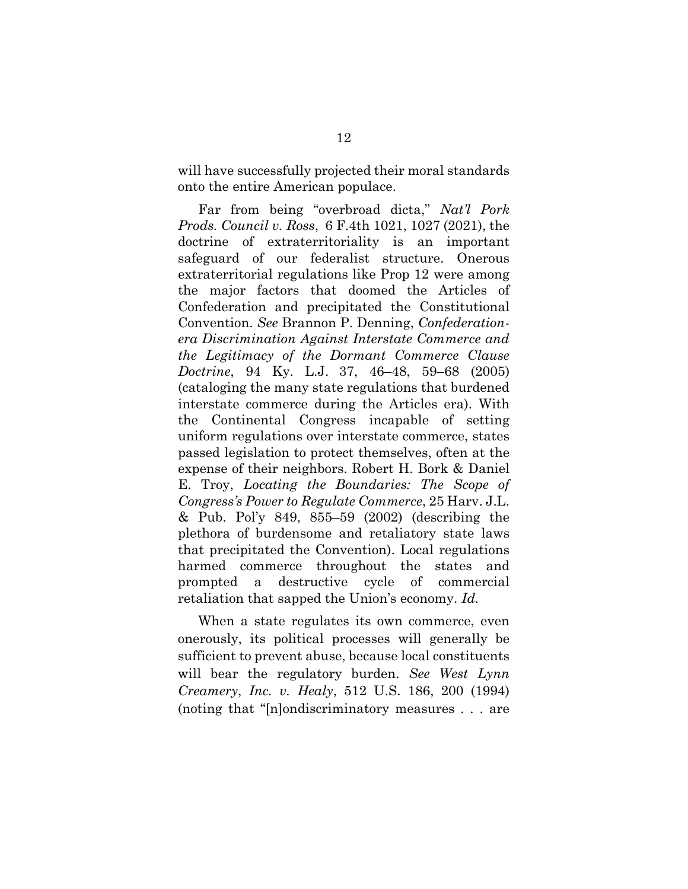will have successfully projected their moral standards onto the entire American populace.

Far from being "overbroad dicta," *Nat'l Pork Prods. Council v. Ross*, 6 F.4th 1021, 1027 (2021), the doctrine of extraterritoriality is an important safeguard of our federalist structure. Onerous extraterritorial regulations like Prop 12 were among the major factors that doomed the Articles of Confederation and precipitated the Constitutional Convention. *See* Brannon P. Denning, *Confederation-era Discrimination Against Interstate Commerce and the Legitimacy of the Dormant Commerce Clause Doctrine*, 94 Ky. L.J. 37, 46–48, 59–68 (2005) (cataloging the many state regulations that burdened interstate commerce during the Articles era). With the Continental Congress incapable of setting uniform regulations over interstate commerce, states passed legislation to protect themselves, often at the expense of their neighbors. Robert H. Bork & Daniel E. Troy, *Locating the Boundaries: The Scope of Congress's Power to Regulate Commerce*, 25 Harv. J.L. & Pub. Pol'y 849, 855–59 (2002) (describing the plethora of burdensome and retaliatory state laws that precipitated the Convention). Local regulations harmed commerce throughout the states and prompted a destructive cycle of commercial retaliation that sapped the Union's economy. *Id.*

When a state regulates its own commerce, even onerously, its political processes will generally be sufficient to prevent abuse, because local constituents will bear the regulatory burden. *See West Lynn Creamery, Inc. v. Healy*, 512 U.S. 186, 200 (1994) (noting that "[n]ondiscriminatory measures . . . are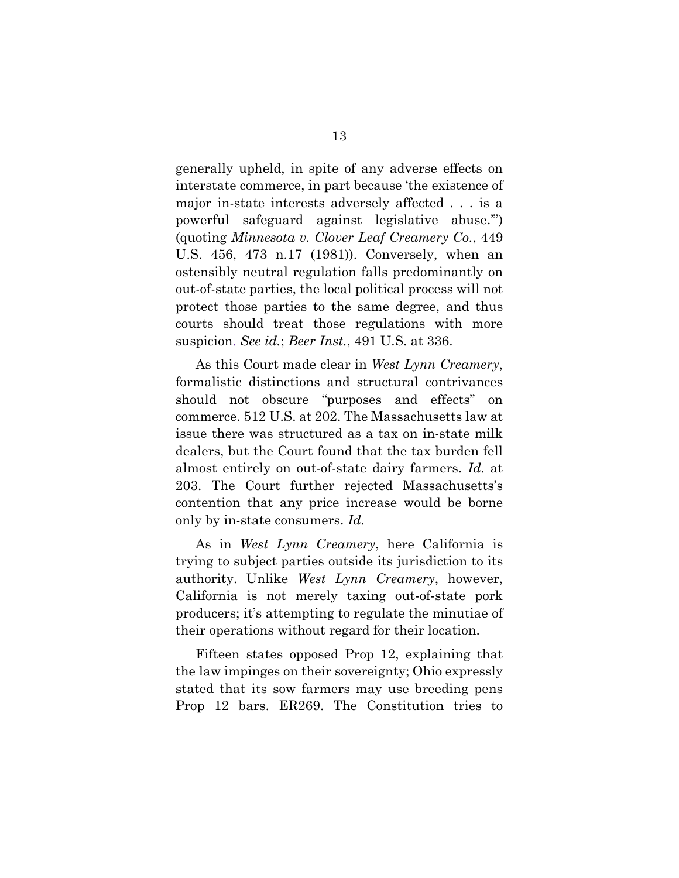generally upheld, in spite of any adverse effects on interstate commerce, in part because 'the existence of major in-state interests adversely affected . . . is a powerful safeguard against legislative abuse.'") (quoting *Minnesota v. Clover Leaf Creamery Co.*, 449 U.S. 456, 473 n.17 (1981)). Conversely, when an ostensibly neutral regulation falls predominantly on out-of-state parties, the local political process will not protect those parties to the same degree, and thus courts should treat those regulations with more suspicion. *See id.*; *Beer Inst.*, 491 U.S. at 336.

As this Court made clear in *West Lynn Creamery*, formalistic distinctions and structural contrivances should not obscure "purposes and effects" on commerce. 512 U.S. at 202. The Massachusetts law at issue there was structured as a tax on in-state milk dealers, but the Court found that the tax burden fell almost entirely on out-of-state dairy farmers. *Id.* at 203. The Court further rejected Massachusetts's contention that any price increase would be borne only by in-state consumers. *Id.*

As in *West Lynn Creamery*, here California is trying to subject parties outside its jurisdiction to its authority. Unlike *West Lynn Creamery*, however, California is not merely taxing out-of-state pork producers; it's attempting to regulate the minutiae of their operations without regard for their location.

Fifteen states opposed Prop 12, explaining that the law impinges on their sovereignty; Ohio expressly stated that its sow farmers may use breeding pens Prop 12 bars. ER269. The Constitution tries to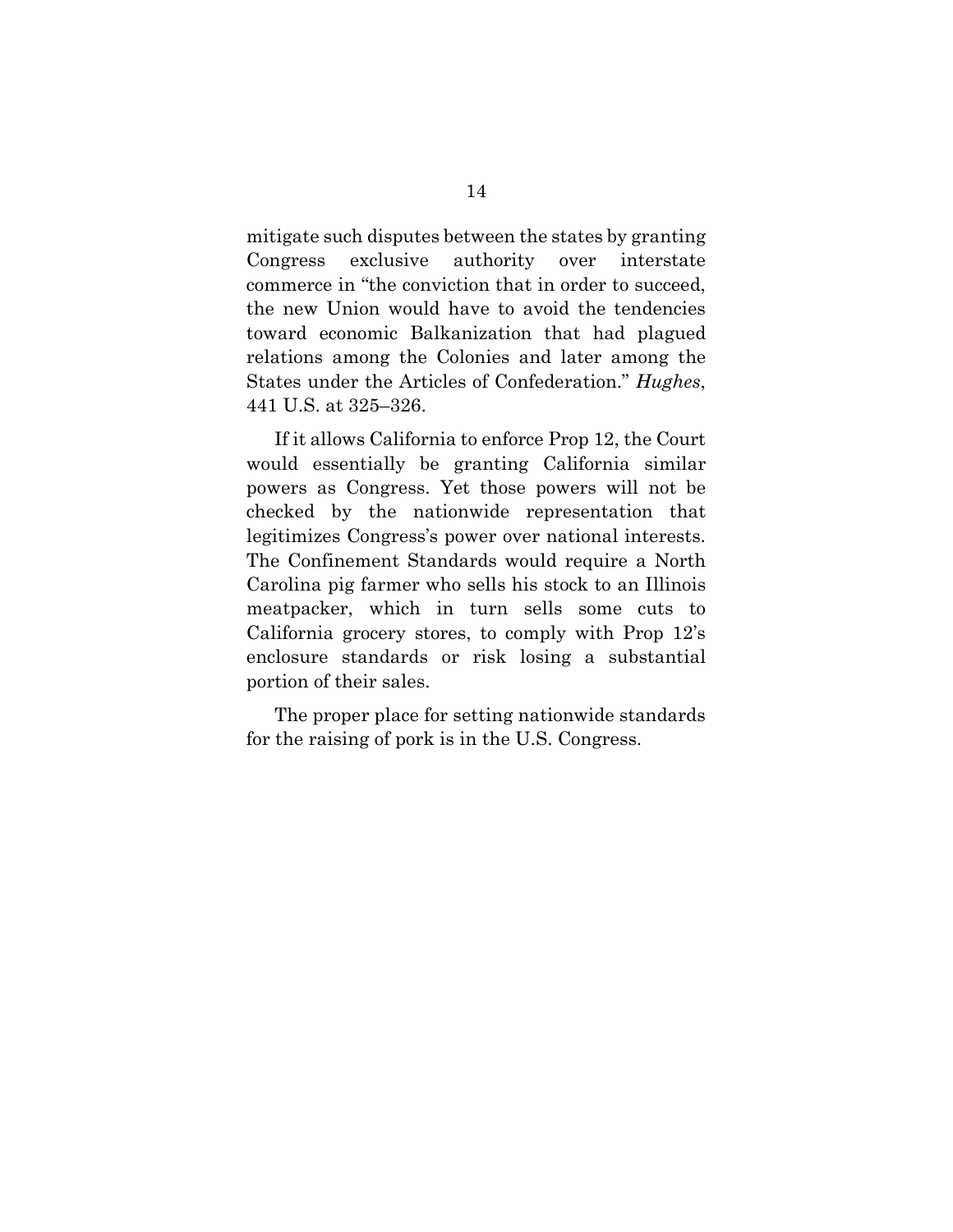mitigate such disputes between the states by granting Congress exclusive authority over interstate commerce in "the conviction that in order to succeed, the new Union would have to avoid the tendencies toward economic Balkanization that had plagued relations among the Colonies and later among the States under the Articles of Confederation." *Hughes*, 441 U.S. at 325–326.

If it allows California to enforce Prop 12, the Court would essentially be granting California similar powers as Congress. Yet those powers will not be checked by the nationwide representation that legitimizes Congress's power over national interests. The Confinement Standards would require a North Carolina pig farmer who sells his stock to an Illinois meatpacker, which in turn sells some cuts to California grocery stores, to comply with Prop 12's enclosure standards or risk losing a substantial portion of their sales.

The proper place for setting nationwide standards for the raising of pork is in the U.S. Congress.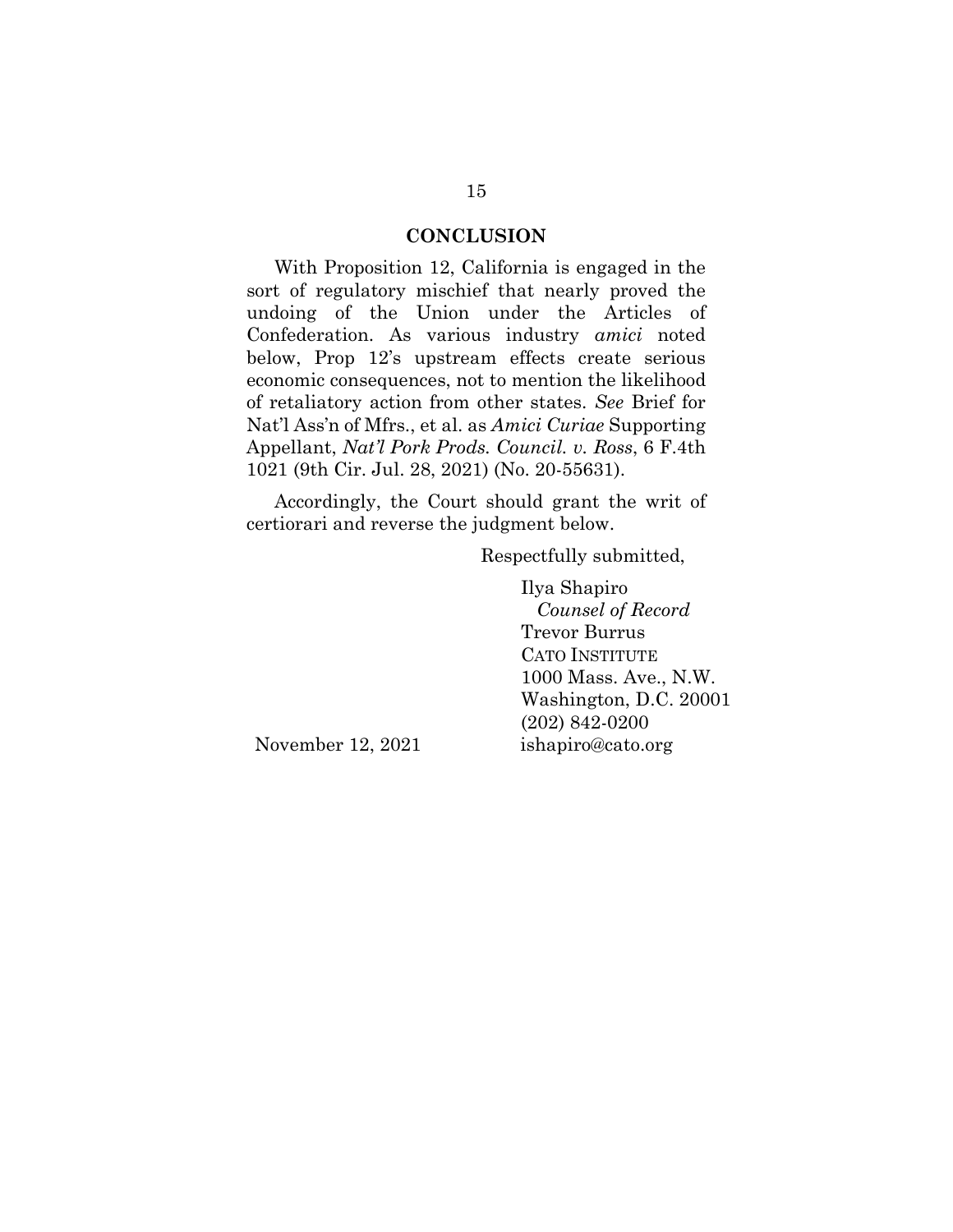## CONCLUSION

With Proposition 12, California is engaged in the sort of regulatory mischief that nearly proved the undoing of the Union under the Articles of Confederation. As various industry *amici* noted below, Prop 12's upstream effects create serious economic consequences, not to mention the likelihood of retaliatory action from other states. *See* Brief for Nat'l Ass'n of Mfrs., et al. as *Amici Curiae* Supporting Appellant, *Nat'l Pork Prods. Council. v. Ross*, 6 F.4th 1021 (9th Cir. Jul. 28, 2021) (No. 20-55631).

Accordingly, the Court should grant the writ of certiorari and reverse the judgment below.

Respectfully submitted,

Ilya Shapiro
*Counsel of Record*
Trevor Burrus
CATO INSTITUTE
1000 Mass. Ave., N.W.
Washington, D.C. 20001
(202) 842-0200
ishapiro@cato.org

November 12, 2021